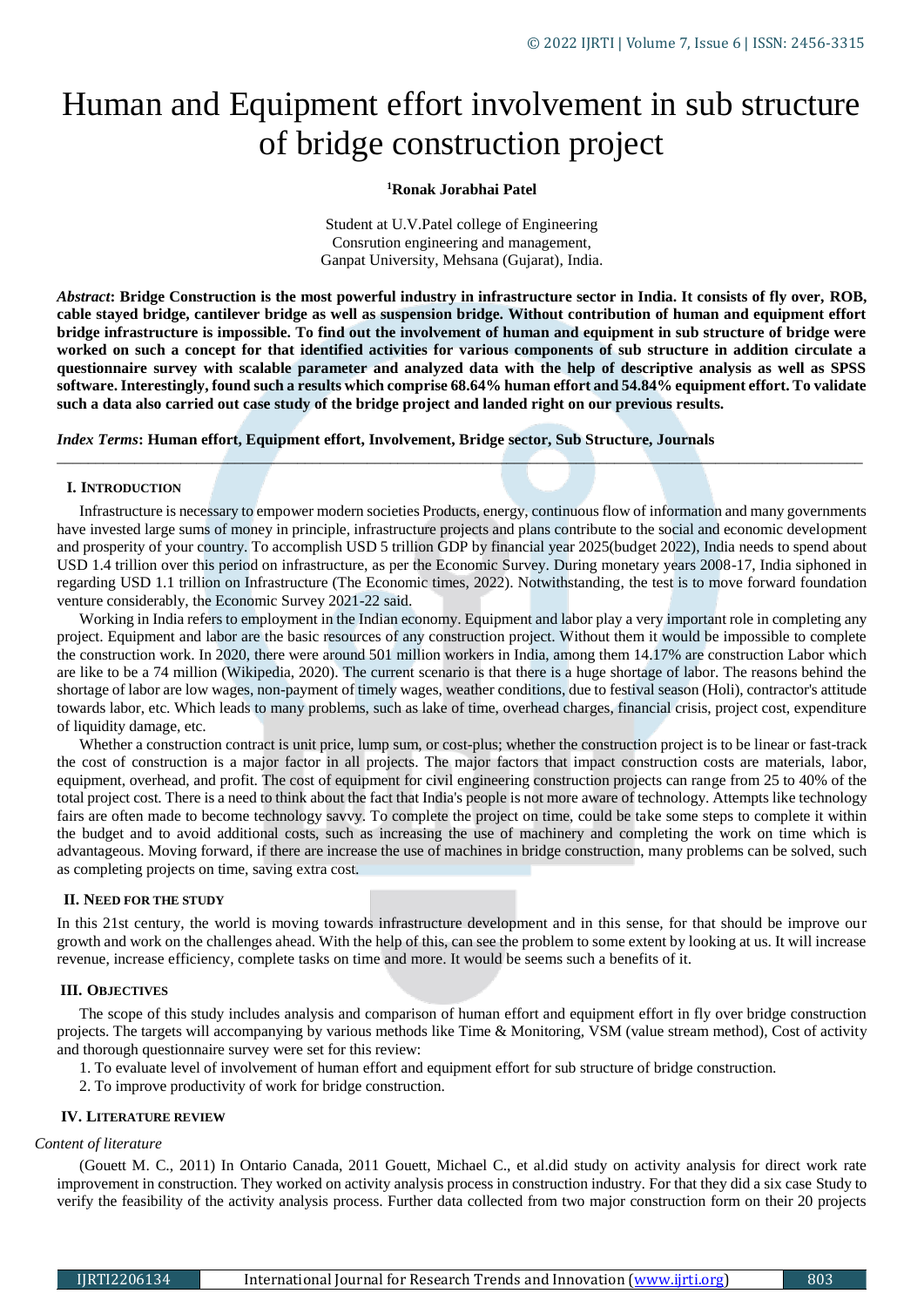# Human and Equipment effort involvement in sub structure of bridge construction project

**[1]Ronak Jorabhai Patel**

Student at U.V.Patel college of Engineering
Consrution engineering and management,
Ganpat University, Mehsana (Gujarat), India.

***Abstract*: Bridge Construction is the most powerful industry in infrastructure sector in India. It consists of fly over, ROB, cable stayed bridge, cantilever bridge as well as suspension bridge. Without contribution of human and equipment effort bridge infrastructure is impossible. To find out the involvement of human and equipment in sub structure of bridge were worked on such a concept for that identified activities for various components of sub structure in addition circulate a questionnaire survey with scalable parameter and analyzed data with the help of descriptive analysis as well as SPSS software. Interestingly, found such a results which comprise 68.64% human effort and 54.84% equipment effort. To validate such a data also carried out case study of the bridge project and landed right on our previous results.**

***Index Terms*: Human effort, Equipment effort, Involvement, Bridge sector, Sub Structure, Journals**

## I. INTRODUCTION

Infrastructure is necessary to empower modern societies Products, energy, continuous flow of information and many governments have invested large sums of money in principle, infrastructure projects and plans contribute to the social and economic development and prosperity of your country. To accomplish USD 5 trillion GDP by financial year 2025(budget 2022), India needs to spend about USD 1.4 trillion over this period on infrastructure, as per the Economic Survey. During monetary years 2008-17, India siphoned in regarding USD 1.1 trillion on Infrastructure (The Economic times, 2022). Notwithstanding, the test is to move forward foundation venture considerably, the Economic Survey 2021-22 said.

Working in India refers to employment in the Indian economy. Equipment and labor play a very important role in completing any project. Equipment and labor are the basic resources of any construction project. Without them it would be impossible to complete the construction work. In 2020, there were around 501 million workers in India, among them 14.17% are construction Labor which are like to be a 74 million (Wikipedia, 2020). The current scenario is that there is a huge shortage of labor. The reasons behind the shortage of labor are low wages, non-payment of timely wages, weather conditions, due to festival season (Holi), contractor's attitude towards labor, etc. Which leads to many problems, such as lake of time, overhead charges, financial crisis, project cost, expenditure of liquidity damage, etc.

Whether a construction contract is unit price, lump sum, or cost-plus; whether the construction project is to be linear or fast-track the cost of construction is a major factor in all projects. The major factors that impact construction costs are materials, labor, equipment, overhead, and profit. The cost of equipment for civil engineering construction projects can range from 25 to 40% of the total project cost. There is a need to think about the fact that India's people is not more aware of technology. Attempts like technology fairs are often made to become technology savvy. To complete the project on time, could be take some steps to complete it within the budget and to avoid additional costs, such as increasing the use of machinery and completing the work on time which is advantageous. Moving forward, if there are increase the use of machines in bridge construction, many problems can be solved, such as completing projects on time, saving extra cost.

## II. NEED FOR THE STUDY

In this 21st century, the world is moving towards infrastructure development and in this sense, for that should be improve our growth and work on the challenges ahead. With the help of this, can see the problem to some extent by looking at us. It will increase revenue, increase efficiency, complete tasks on time and more. It would be seems such a benefits of it.

## III. OBJECTIVES

The scope of this study includes analysis and comparison of human effort and equipment effort in fly over bridge construction projects. The targets will accompanying by various methods like Time & Monitoring, VSM (value stream method), Cost of activity and thorough questionnaire survey were set for this review:

1. To evaluate level of involvement of human effort and equipment effort for sub structure of bridge construction.
2. To improve productivity of work for bridge construction.

## IV. LITERATURE REVIEW

*Content of literature*

(Gouett M. C., 2011) In Ontario Canada, 2011 Gouett, Michael C., et al.did study on activity analysis for direct work rate improvement in construction. They worked on activity analysis process in construction industry. For that they did a six case Study to verify the feasibility of the activity analysis process. Further data collected from two major construction form on their 20 projects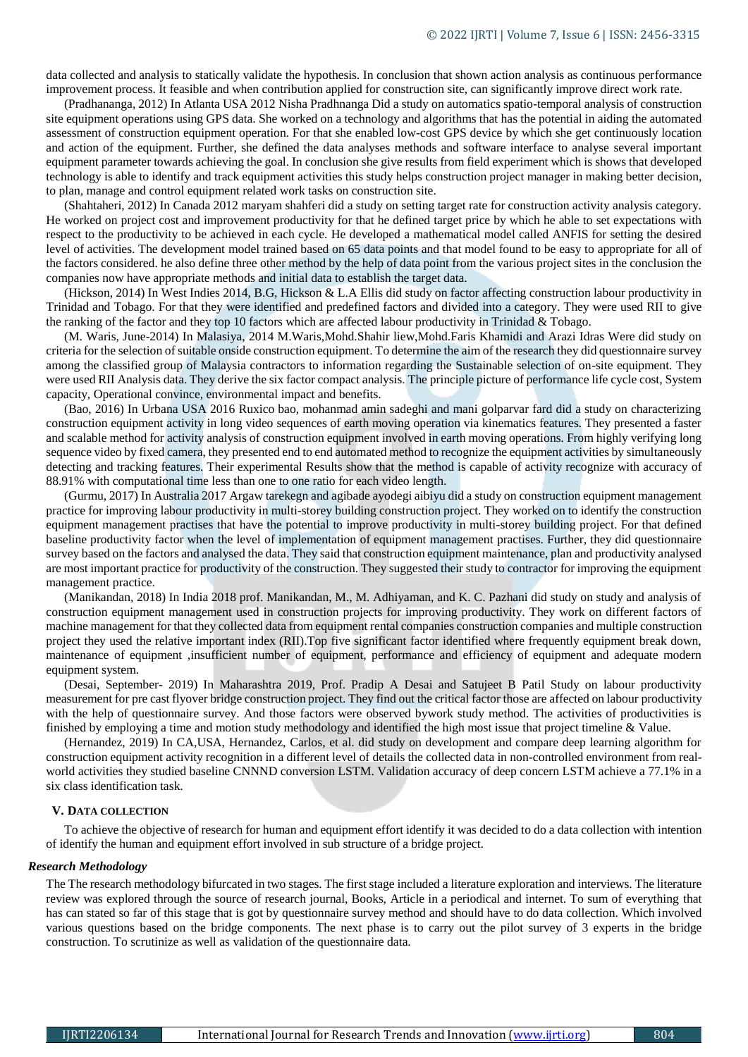data collected and analysis to statically validate the hypothesis. In conclusion that shown action analysis as continuous performance improvement process. It feasible and when contribution applied for construction site, can significantly improve direct work rate.

(Pradhananga, 2012) In Atlanta USA 2012 Nisha Pradhnanga Did a study on automatics spatio-temporal analysis of construction site equipment operations using GPS data. She worked on a technology and algorithms that has the potential in aiding the automated assessment of construction equipment operation. For that she enabled low-cost GPS device by which she get continuously location and action of the equipment. Further, she defined the data analyses methods and software interface to analyse several important equipment parameter towards achieving the goal. In conclusion she give results from field experiment which is shows that developed technology is able to identify and track equipment activities this study helps construction project manager in making better decision, to plan, manage and control equipment related work tasks on construction site.

(Shahtaheri, 2012) In Canada 2012 maryam shahferi did a study on setting target rate for construction activity analysis category. He worked on project cost and improvement productivity for that he defined target price by which he able to set expectations with respect to the productivity to be achieved in each cycle. He developed a mathematical model called ANFIS for setting the desired level of activities. The development model trained based on 65 data points and that model found to be easy to appropriate for all of the factors considered. he also define three other method by the help of data point from the various project sites in the conclusion the companies now have appropriate methods and initial data to establish the target data.

(Hickson, 2014) In West Indies 2014, B.G, Hickson & L.A Ellis did study on factor affecting construction labour productivity in Trinidad and Tobago. For that they were identified and predefined factors and divided into a category. They were used RII to give the ranking of the factor and they top 10 factors which are affected labour productivity in Trinidad & Tobago.

(M. Waris, June-2014) In Malasiya, 2014 M.Waris,Mohd.Shahir liew,Mohd.Faris Khamidi and Arazi Idras Were did study on criteria for the selection of suitable onside construction equipment. To determine the aim of the research they did questionnaire survey among the classified group of Malaysia contractors to information regarding the Sustainable selection of on-site equipment. They were used RII Analysis data. They derive the six factor compact analysis. The principle picture of performance life cycle cost, System capacity, Operational convince, environmental impact and benefits.

(Bao, 2016) In Urbana USA 2016 Ruxico bao, mohanmad amin sadeghi and mani golparvar fard did a study on characterizing construction equipment activity in long video sequences of earth moving operation via kinematics features. They presented a faster and scalable method for activity analysis of construction equipment involved in earth moving operations. From highly verifying long sequence video by fixed camera, they presented end to end automated method to recognize the equipment activities by simultaneously detecting and tracking features. Their experimental Results show that the method is capable of activity recognize with accuracy of 88.91% with computational time less than one to one ratio for each video length.

(Gurmu, 2017) In Australia 2017 Argaw tarekegn and agibade ayodegi aibiyu did a study on construction equipment management practice for improving labour productivity in multi-storey building construction project. They worked on to identify the construction equipment management practises that have the potential to improve productivity in multi-storey building project. For that defined baseline productivity factor when the level of implementation of equipment management practises. Further, they did questionnaire survey based on the factors and analysed the data. They said that construction equipment maintenance, plan and productivity analysed are most important practice for productivity of the construction. They suggested their study to contractor for improving the equipment management practice.

(Manikandan, 2018) In India 2018 prof. Manikandan, M., M. Adhiyaman, and K. C. Pazhani did study on study and analysis of construction equipment management used in construction projects for improving productivity. They work on different factors of machine management for that they collected data from equipment rental companies construction companies and multiple construction project they used the relative important index (RII).Top five significant factor identified where frequently equipment break down, maintenance of equipment ,insufficient number of equipment, performance and efficiency of equipment and adequate modern equipment system.

(Desai, September- 2019) In Maharashtra 2019, Prof. Pradip A Desai and Satujeet B Patil Study on labour productivity measurement for pre cast flyover bridge construction project. They find out the critical factor those are affected on labour productivity with the help of questionnaire survey. And those factors were observed bywork study method. The activities of productivities is finished by employing a time and motion study methodology and identified the high most issue that project timeline & Value.

(Hernandez, 2019) In CA,USA, Hernandez, Carlos, et al. did study on development and compare deep learning algorithm for construction equipment activity recognition in a different level of details the collected data in non-controlled environment from real-world activities they studied baseline CNNND conversion LSTM. Validation accuracy of deep concern LSTM achieve a 77.1% in a six class identification task.

## V. Data collection

To achieve the objective of research for human and equipment effort identify it was decided to do a data collection with intention of identify the human and equipment effort involved in sub structure of a bridge project.

### *Research Methodology*

The The research methodology bifurcated in two stages. The first stage included a literature exploration and interviews. The literature review was explored through the source of research journal, Books, Article in a periodical and internet. To sum of everything that has can stated so far of this stage that is got by questionnaire survey method and should have to do data collection. Which involved various questions based on the bridge components. The next phase is to carry out the pilot survey of 3 experts in the bridge construction. To scrutinize as well as validation of the questionnaire data.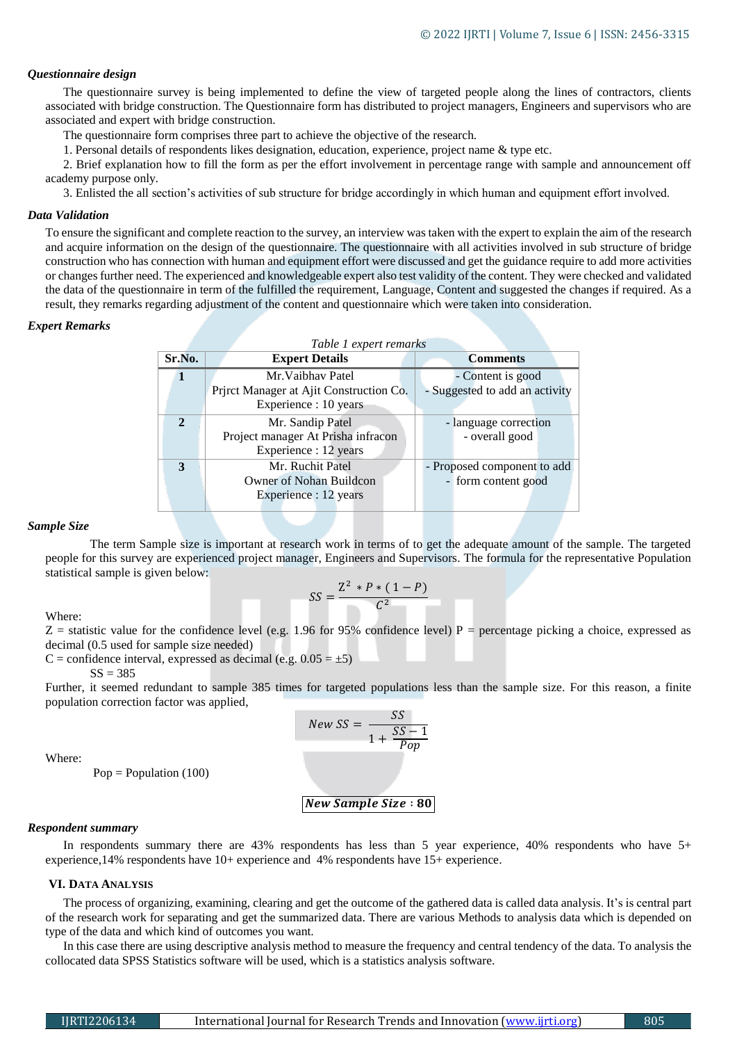### *Questionnaire design*

The questionnaire survey is being implemented to define the view of targeted people along the lines of contractors, clients associated with bridge construction. The Questionnaire form has distributed to project managers, Engineers and supervisors who are associated and expert with bridge construction.

The questionnaire form comprises three part to achieve the objective of the research.

1. Personal details of respondents likes designation, education, experience, project name & type etc.

2. Brief explanation how to fill the form as per the effort involvement in percentage range with sample and announcement off academy purpose only.

3. Enlisted the all section's activities of sub structure for bridge accordingly in which human and equipment effort involved.

### *Data Validation*

To ensure the significant and complete reaction to the survey, an interview was taken with the expert to explain the aim of the research and acquire information on the design of the questionnaire. The questionnaire with all activities involved in sub structure of bridge construction who has connection with human and equipment effort were discussed and get the guidance require to add more activities or changes further need. The experienced and knowledgeable expert also test validity of the content. They were checked and validated the data of the questionnaire in term of the fulfilled the requirement, Language, Content and suggested the changes if required. As a result, they remarks regarding adjustment of the content and questionnaire which were taken into consideration.

### *Expert Remarks*

*Table 1 expert remarks*

| Sr.No. | Expert Details | Comments |
|---|---|---|
| 1 | Mr.Vaibhav Patel<br>Prjrct Manager at Ajit Construction Co.<br>Experience : 10 years | - Content is good<br>- Suggested to add an activity |
| 2 | Mr. Sandip Patel<br>Project manager At Prisha infracon<br>Experience : 12 years | - language correction<br>- overall good |
| 3 | Mr. Ruchit Patel<br>Owner of Nohan Buildcon<br>Experience : 12 years | - Proposed component to add<br>- form content good |

### *Sample Size*

The term Sample size is important at research work in terms of to get the adequate amount of the sample. The targeted people for this survey are experienced project manager, Engineers and Supervisors. The formula for the representative Population statistical sample is given below:

$$SS = \frac{Z^2 * P * (1 - P)}{C^2}$$

Where:

Z = statistic value for the confidence level (e.g. 1.96 for 95% confidence level) P = percentage picking a choice, expressed as decimal (0.5 used for sample size needed)

C = confidence interval, expressed as decimal (e.g. 0.05 = ±5)

SS = 385

Further, it seemed redundant to sample 385 times for targeted populations less than the sample size. For this reason, a finite population correction factor was applied,

$$New\ SS = \frac{SS}{1 + \frac{SS - 1}{Pop}}$$

Where:

Pop = Population (100)

***New Sample Size* : 80**

### *Respondent summary*

In respondents summary there are 43% respondents has less than 5 year experience, 40% respondents who have 5+ experience,14% respondents have 10+ experience and 4% respondents have 15+ experience.

## VI. DATA ANALYSIS

The process of organizing, examining, clearing and get the outcome of the gathered data is called data analysis. It's is central part of the research work for separating and get the summarized data. There are various Methods to analysis data which is depended on type of the data and which kind of outcomes you want.

In this case there are using descriptive analysis method to measure the frequency and central tendency of the data. To analysis the collocated data SPSS Statistics software will be used, which is a statistics analysis software.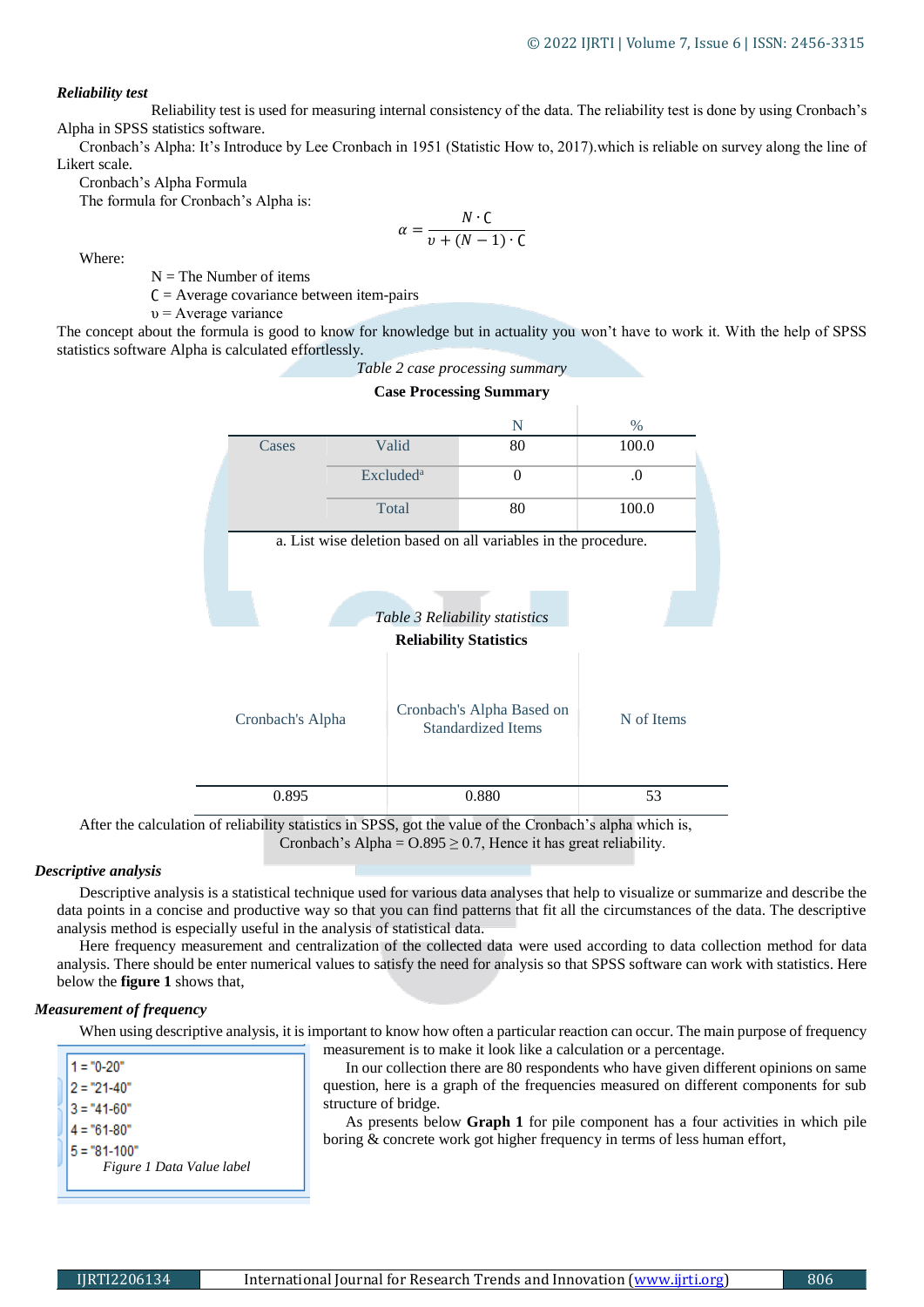***Reliability test***

Reliability test is used for measuring internal consistency of the data. The reliability test is done by using Cronbach's Alpha in SPSS statistics software.

Cronbach's Alpha: It's Introduce by Lee Cronbach in 1951 (Statistic How to, 2017).which is reliable on survey along the line of Likert scale.

Cronbach's Alpha Formula

The formula for Cronbach's Alpha is:

$$\alpha = \frac{N \cdot C}{\upsilon + (N-1) \cdot C}$$

Where:

N = The Number of items

C = Average covariance between item-pairs

υ = Average variance

The concept about the formula is good to know for knowledge but in actuality you won't have to work it. With the help of SPSS statistics software Alpha is calculated effortlessly.

*Table 2 case processing summary*

**Case Processing Summary**

| | | N | % |
|---|---|---|---|
| Cases | Valid | 80 | 100.0 |
| | Excluded[a] | 0 | .0 |
| | Total | 80 | 100.0 |

a. List wise deletion based on all variables in the procedure.

*Table 3 Reliability statistics*

**Reliability Statistics**

| Cronbach's Alpha | Cronbach's Alpha Based on Standardized Items | N of Items |
|---|---|---|
| 0.895 | 0.880 | 53 |

After the calculation of reliability statistics in SPSS, got the value of the Cronbach's alpha which is,

Cronbach's Alpha = O.895 ≥ 0.7, Hence it has great reliability.

***Descriptive analysis***

Descriptive analysis is a statistical technique used for various data analyses that help to visualize or summarize and describe the data points in a concise and productive way so that you can find patterns that fit all the circumstances of the data. The descriptive analysis method is especially useful in the analysis of statistical data.

Here frequency measurement and centralization of the collected data were used according to data collection method for data analysis. There should be enter numerical values to satisfy the need for analysis so that SPSS software can work with statistics. Here below the **figure 1** shows that,

***Measurement of frequency***

When using descriptive analysis, it is important to know how often a particular reaction can occur. The main purpose of frequency measurement is to make it look like a calculation or a percentage.

1 = "0-20"
2 = "21-40"
3 = "41-60"
4 = "61-80"
5 = "81-100"

*Figure 1 Data Value label*

In our collection there are 80 respondents who have given different opinions on same question, here is a graph of the frequencies measured on different components for sub structure of bridge.

As presents below **Graph 1** for pile component has a four activities in which pile boring & concrete work got higher frequency in terms of less human effort,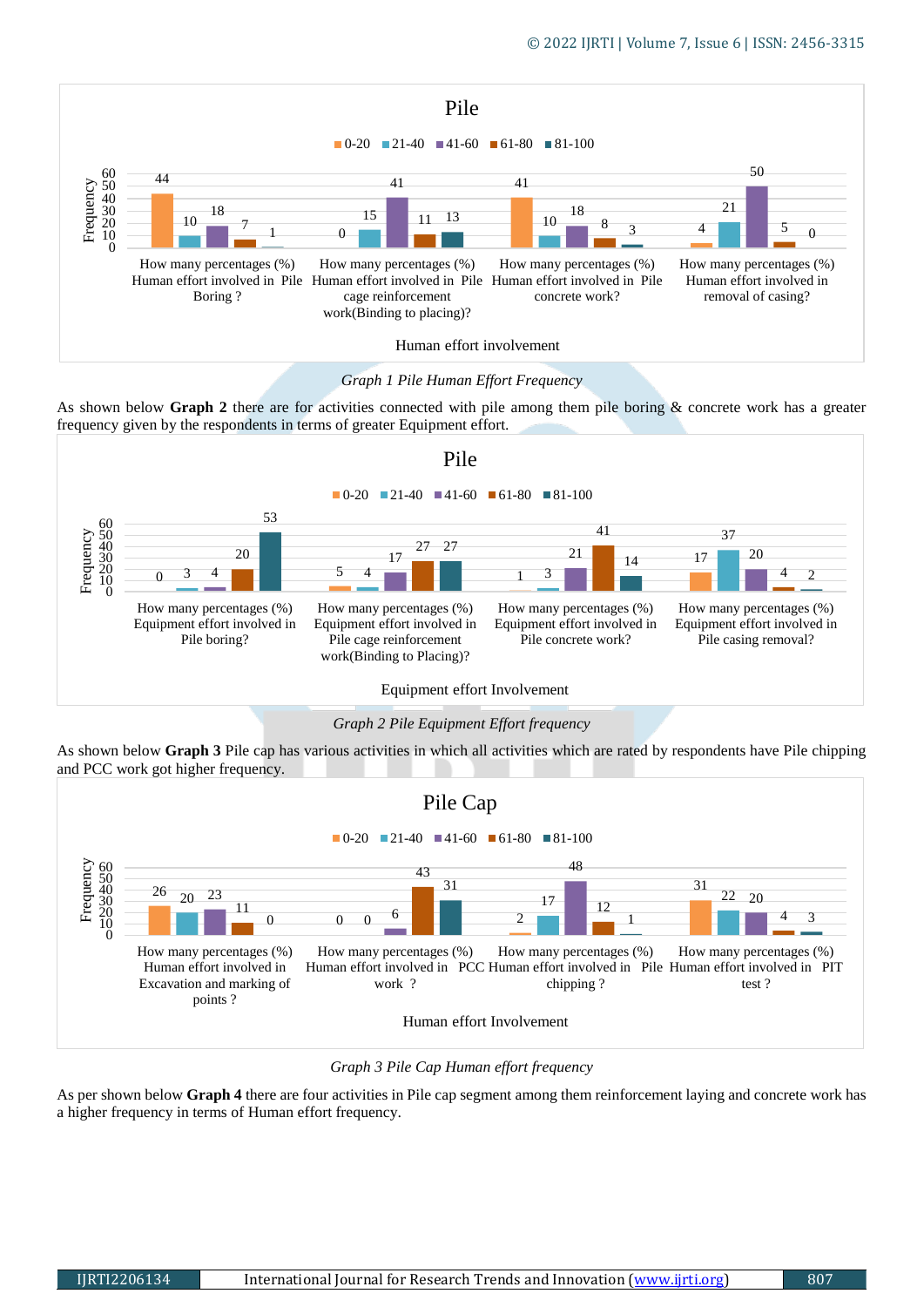*Graph 1 Pile Human Effort Frequency*

As shown below **Graph 2** there are for activities connected with pile among them pile boring & concrete work has a greater frequency given by the respondents in terms of greater Equipment effort.

*Graph 2 Pile Equipment Effort frequency*

As shown below **Graph 3** Pile cap has various activities in which all activities which are rated by respondents have Pile chipping and PCC work got higher frequency.

*Graph 3 Pile Cap Human effort frequency*

As per shown below **Graph 4** there are four activities in Pile cap segment among them reinforcement laying and concrete work has a higher frequency in terms of Human effort frequency.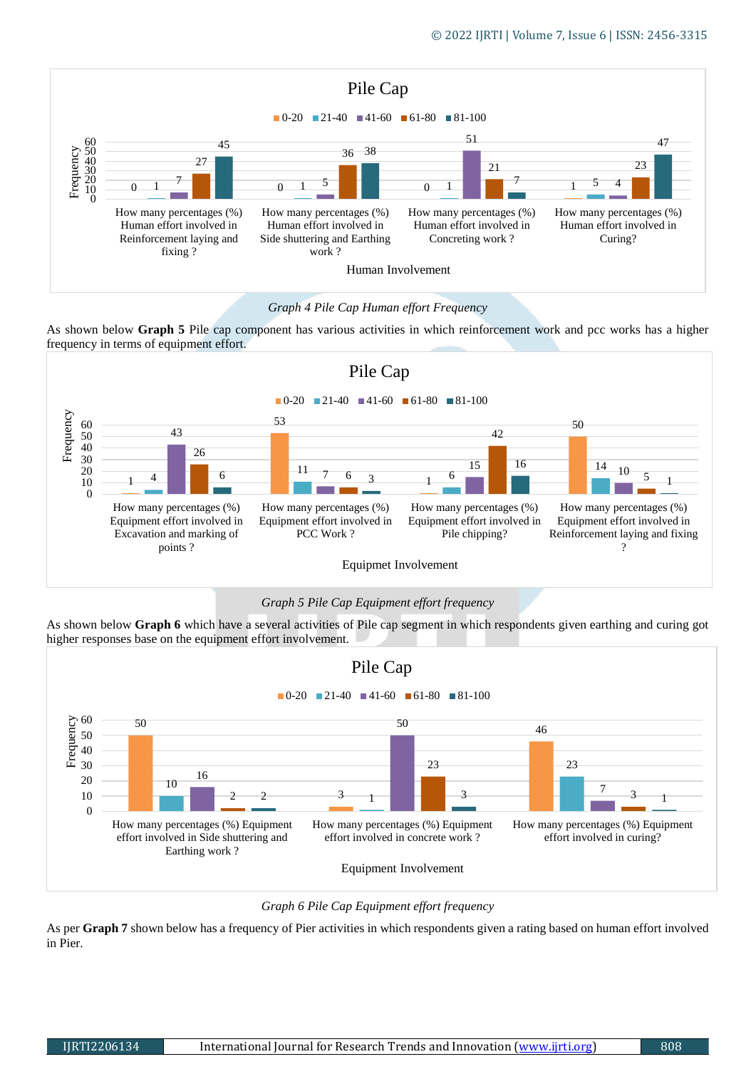**Pile Cap**

| Human Involvement | 0-20 | 21-40 | 41-60 | 61-80 | 81-100 |
| --- | --- | --- | --- | --- | --- |
| How many percentages (%) Human effort involved in Reinforcement laying and fixing ? | 0 | 1 | 7 | 27 | 45 |
| How many percentages (%) Human effort involved in Side shuttering and Earthing work ? | 0 | 1 | 5 | 36 | 38 |
| How many percentages (%) Human effort involved in Concreting work ? | 0 | 1 | 51 | 21 | 7 |
| How many percentages (%) Human effort involved in Curing? | 1 | 5 | 4 | 23 | 47 |

*Graph 4 Pile Cap Human effort Frequency*

As shown below **Graph 5** Pile cap component has various activities in which reinforcement work and pcc works has a higher frequency in terms of equipment effort.

**Pile Cap**

| Equipmet Involvement | 0-20 | 21-40 | 41-60 | 61-80 | 81-100 |
| --- | --- | --- | --- | --- | --- |
| How many percentages (%) Equipment effort involved in Excavation and marking of points ? | 1 | 4 | 43 | 26 | 6 |
| How many percentages (%) Equipment effort involved in PCC Work ? | 53 | 11 | 7 | 6 | 3 |
| How many percentages (%) Equipment effort involved in Pile chipping? | 1 | 6 | 15 | 42 | 16 |
| How many percentages (%) Equipment effort involved in Reinforcement laying and fixing ? | 50 | 14 | 10 | 5 | 1 |

*Graph 5 Pile Cap Equipment effort frequency*

As shown below **Graph 6** which have a several activities of Pile cap segment in which respondents given earthing and curing got higher responses base on the equipment effort involvement.

**Pile Cap**

| Equipment Involvement | 0-20 | 21-40 | 41-60 | 61-80 | 81-100 |
| --- | --- | --- | --- | --- | --- |
| How many percentages (%) Equipment effort involved in Side shuttering and Earthing work ? | 50 | 10 | 16 | 2 | 2 |
| How many percentages (%) Equipment effort involved in concrete work ? | 3 | 1 | 50 | 23 | 3 |
| How many percentages (%) Equipment effort involved in curing? | 46 | 23 | 7 | 3 | 1 |

*Graph 6 Pile Cap Equipment effort frequency*

As per **Graph 7** shown below has a frequency of Pier activities in which respondents given a rating based on human effort involved in Pier.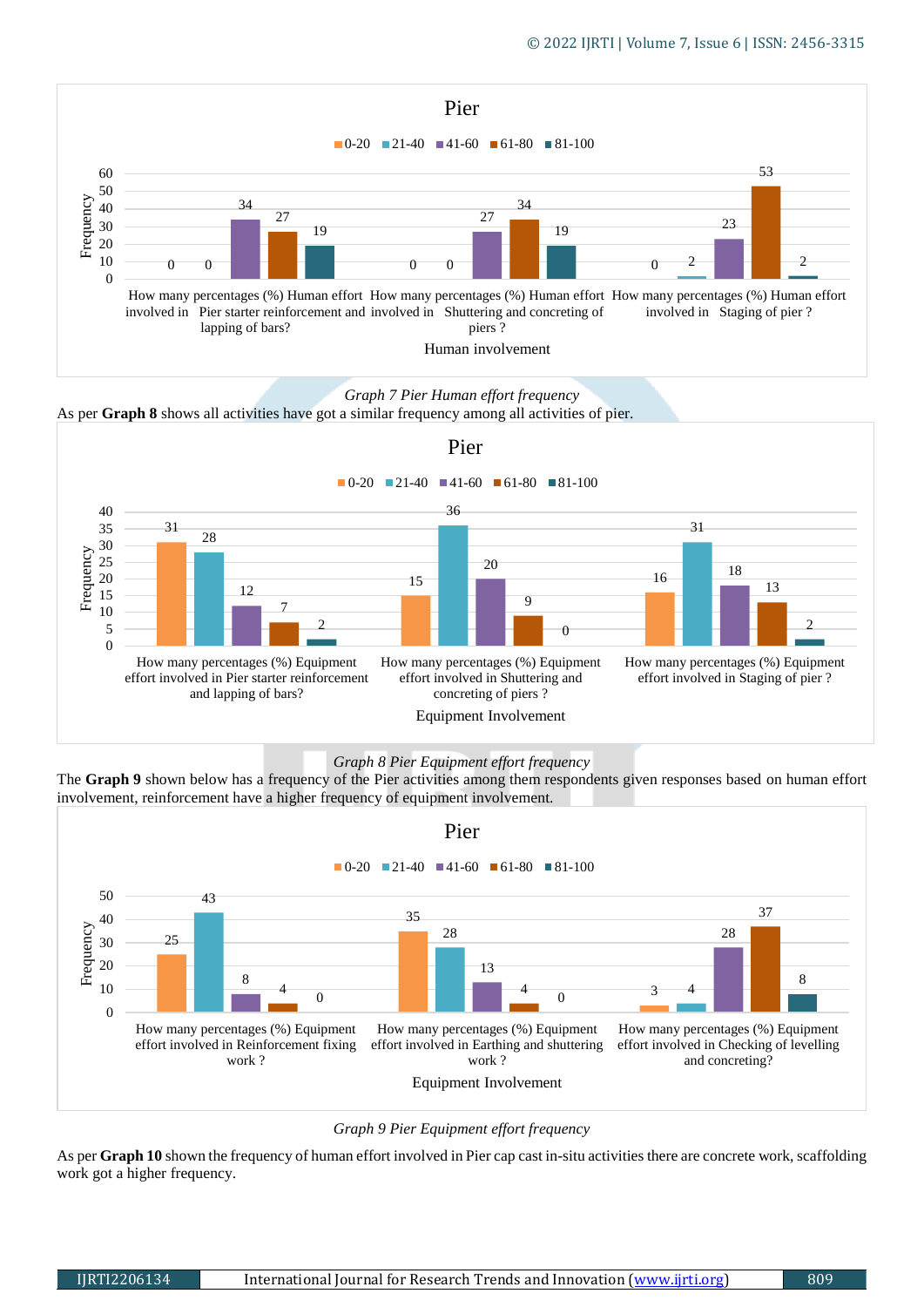*Graph 7 Pier Human effort frequency*

As per **Graph 8** shows all activities have got a similar frequency among all activities of pier.

*Graph 8 Pier Equipment effort frequency*

The **Graph 9** shown below has a frequency of the Pier activities among them respondents given responses based on human effort involvement, reinforcement have a higher frequency of equipment involvement.

*Graph 9 Pier Equipment effort frequency*

As per **Graph 10** shown the frequency of human effort involved in Pier cap cast in-situ activities there are concrete work, scaffolding work got a higher frequency.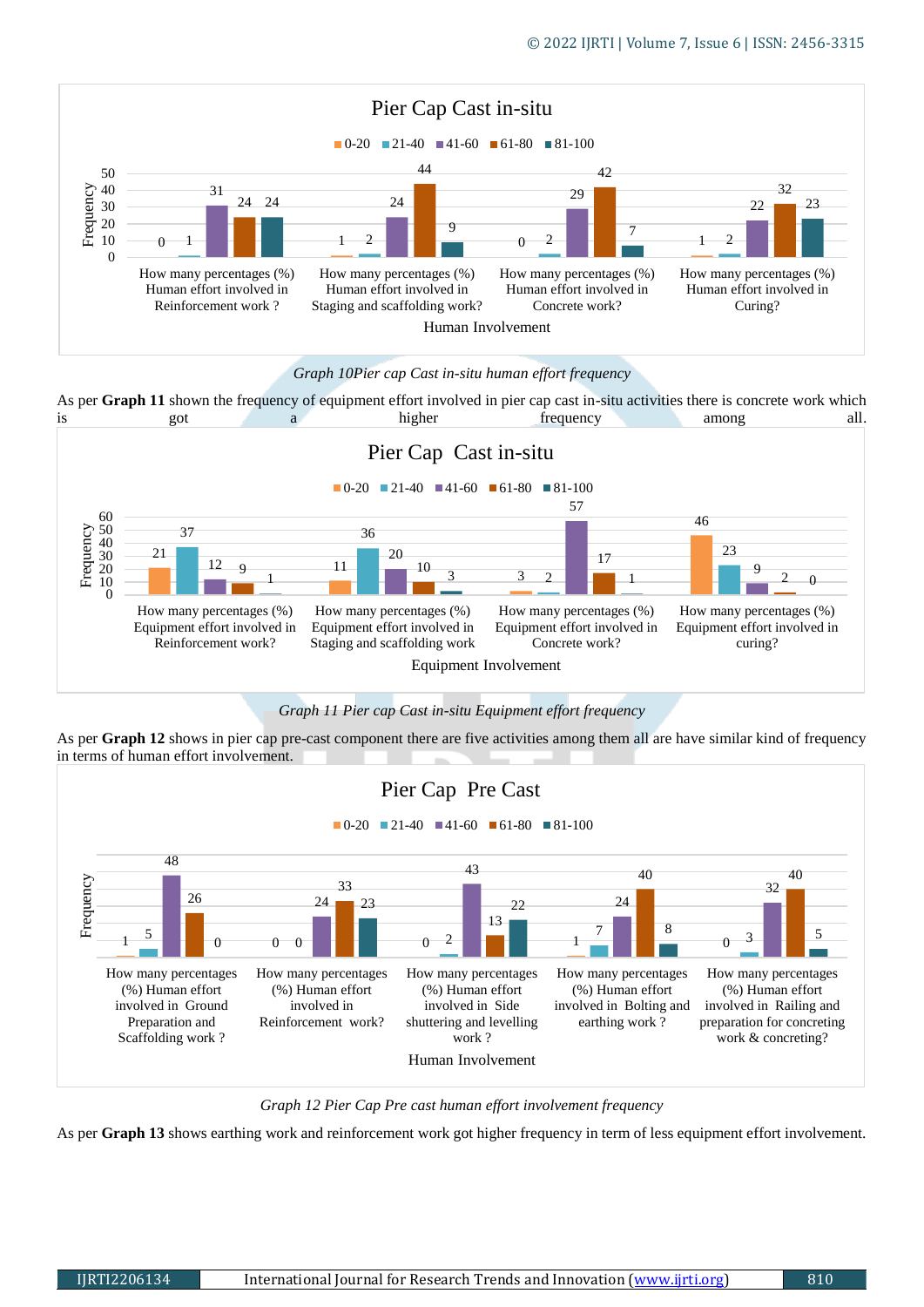**Pier Cap Cast in-situ** (Frequency vs. Human Involvement)

| Human Involvement | 0-20 | 21-40 | 41-60 | 61-80 | 81-100 |
|---|---|---|---|---|---|
| How many percentages (%) Human effort involved in Reinforcement work ? | 0 | 1 | 31 | 24 | 24 |
| How many percentages (%) Human effort involved in Staging and scaffolding work? | 1 | 2 | 24 | 44 | 9 |
| How many percentages (%) Human effort involved in Concrete work? | 0 | 2 | 29 | 42 | 7 |
| How many percentages (%) Human effort involved in Curing? | 1 | 2 | 22 | 32 | 23 |

*Graph 10Pier cap Cast in-situ human effort frequency*

As per **Graph 11** shown the frequency of equipment effort involved in pier cap cast in-situ activities there is concrete work which is got a higher frequency among all.

**Pier Cap Cast in-situ** (Frequency vs. Equipment Involvement)

| Equipment Involvement | 0-20 | 21-40 | 41-60 | 61-80 | 81-100 |
|---|---|---|---|---|---|
| How many percentages (%) Equipment effort involved in Reinforcement work? | 21 | 37 | 12 | 9 | 1 |
| How many percentages (%) Equipment effort involved in Staging and scaffolding work | 11 | 36 | 20 | 10 | 3 |
| How many percentages (%) Equipment effort involved in Concrete work? | 3 | 2 | 57 | 17 | 1 |
| How many percentages (%) Equipment effort involved in curing? | 46 | 23 | 9 | 2 | 0 |

*Graph 11 Pier cap Cast in-situ Equipment effort frequency*

As per **Graph 12** shows in pier cap pre-cast component there are five activities among them all are have similar kind of frequency in terms of human effort involvement.

**Pier Cap Pre Cast** (Frequency vs. Human Involvement)

| Human Involvement | 0-20 | 21-40 | 41-60 | 61-80 | 81-100 |
|---|---|---|---|---|---|
| How many percentages (%) Human effort involved in Ground Preparation and Scaffolding work ? | 1 | 5 | 48 | 26 | 0 |
| How many percentages (%) Human effort involved in Reinforcement work? | 0 | 0 | 24 | 33 | 23 |
| How many percentages (%) Human effort involved in Side shuttering and levelling work ? | 0 | 2 | 43 | 13 | 22 |
| How many percentages (%) Human effort involved in Bolting and earthing work ? | 1 | 7 | 24 | 40 | 8 |
| How many percentages (%) Human effort involved in Railing and preparation for concreting work & concreting? | 0 | 3 | 32 | 40 | 5 |

*Graph 12 Pier Cap Pre cast human effort involvement frequency*

As per **Graph 13** shows earthing work and reinforcement work got higher frequency in term of less equipment effort involvement.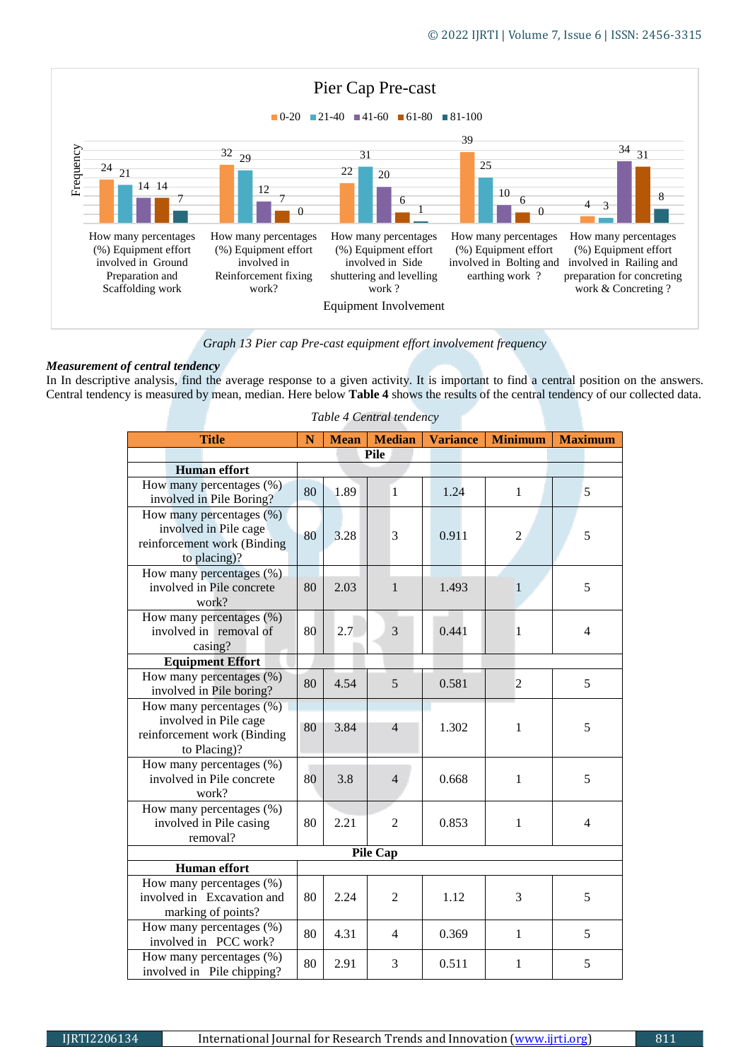Graph 13 Pier cap Pre-cast equipment effort involvement frequency

***Measurement of central tendency***

In In descriptive analysis, find the average response to a given activity. It is important to find a central position on the answers. Central tendency is measured by mean, median. Here below **Table 4** shows the results of the central tendency of our collected data.

*Table 4 Central tendency*

| Title | N | Mean | Median | Variance | Minimum | Maximum |
|---|---|---|---|---|---|---|
| **Pile** | | | | | | |
| **Human effort** | | | | | | |
| How many percentages (%) involved in Pile Boring? | 80 | 1.89 | 1 | 1.24 | 1 | 5 |
| How many percentages (%) involved in Pile cage reinforcement work (Binding to placing)? | 80 | 3.28 | 3 | 0.911 | 2 | 5 |
| How many percentages (%) involved in Pile concrete work? | 80 | 2.03 | 1 | 1.493 | 1 | 5 |
| How many percentages (%) involved in removal of casing? | 80 | 2.7 | 3 | 0.441 | 1 | 4 |
| **Equipment Effort** | | | | | | |
| How many percentages (%) involved in Pile boring? | 80 | 4.54 | 5 | 0.581 | 2 | 5 |
| How many percentages (%) involved in Pile cage reinforcement work (Binding to Placing)? | 80 | 3.84 | 4 | 1.302 | 1 | 5 |
| How many percentages (%) involved in Pile concrete work? | 80 | 3.8 | 4 | 0.668 | 1 | 5 |
| How many percentages (%) involved in Pile casing removal? | 80 | 2.21 | 2 | 0.853 | 1 | 4 |
| **Pile Cap** | | | | | | |
| **Human effort** | | | | | | |
| How many percentages (%) involved in Excavation and marking of points? | 80 | 2.24 | 2 | 1.12 | 3 | 5 |
| How many percentages (%) involved in PCC work? | 80 | 4.31 | 4 | 0.369 | 1 | 5 |
| How many percentages (%) involved in Pile chipping? | 80 | 2.91 | 3 | 0.511 | 1 | 5 |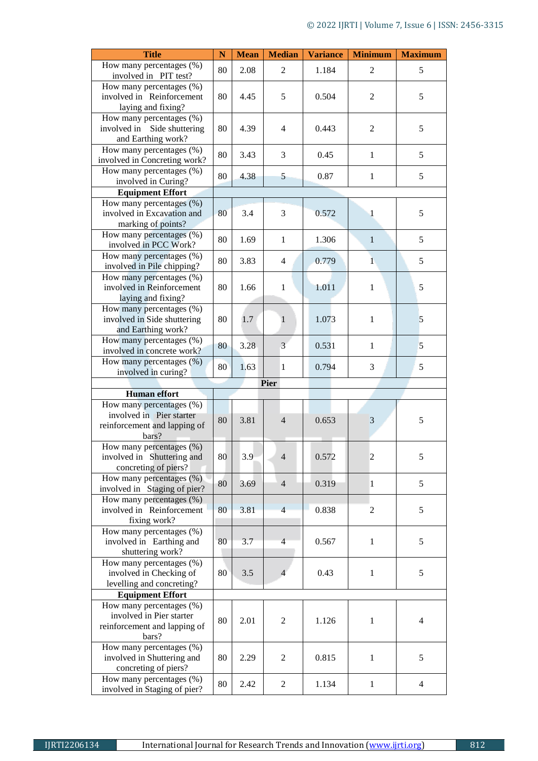| Title | N | Mean | Median | Variance | Minimum | Maximum |
|---|---|---|---|---|---|---|
| How many percentages (%) involved in PIT test? | 80 | 2.08 | 2 | 1.184 | 2 | 5 |
| How many percentages (%) involved in Reinforcement laying and fixing? | 80 | 4.45 | 5 | 0.504 | 2 | 5 |
| How many percentages (%) involved in Side shuttering and Earthing work? | 80 | 4.39 | 4 | 0.443 | 2 | 5 |
| How many percentages (%) involved in Concreting work? | 80 | 3.43 | 3 | 0.45 | 1 | 5 |
| How many percentages (%) involved in Curing? | 80 | 4.38 | 5 | 0.87 | 1 | 5 |
| **Equipment Effort** | | | | | | |
| How many percentages (%) involved in Excavation and marking of points? | 80 | 3.4 | 3 | 0.572 | 1 | 5 |
| How many percentages (%) involved in PCC Work? | 80 | 1.69 | 1 | 1.306 | 1 | 5 |
| How many percentages (%) involved in Pile chipping? | 80 | 3.83 | 4 | 0.779 | 1 | 5 |
| How many percentages (%) involved in Reinforcement laying and fixing? | 80 | 1.66 | 1 | 1.011 | 1 | 5 |
| How many percentages (%) involved in Side shuttering and Earthing work? | 80 | 1.7 | 1 | 1.073 | 1 | 5 |
| How many percentages (%) involved in concrete work? | 80 | 3.28 | 3 | 0.531 | 1 | 5 |
| How many percentages (%) involved in curing? | 80 | 1.63 | 1 | 0.794 | 3 | 5 |
| **Pier** | | | | | | |
| **Human effort** | | | | | | |
| How many percentages (%) involved in Pier starter reinforcement and lapping of bars? | 80 | 3.81 | 4 | 0.653 | 3 | 5 |
| How many percentages (%) involved in Shuttering and concreting of piers? | 80 | 3.9 | 4 | 0.572 | 2 | 5 |
| How many percentages (%) involved in Staging of pier? | 80 | 3.69 | 4 | 0.319 | 1 | 5 |
| How many percentages (%) involved in Reinforcement fixing work? | 80 | 3.81 | 4 | 0.838 | 2 | 5 |
| How many percentages (%) involved in Earthing and shuttering work? | 80 | 3.7 | 4 | 0.567 | 1 | 5 |
| How many percentages (%) involved in Checking of levelling and concreting? | 80 | 3.5 | 4 | 0.43 | 1 | 5 |
| **Equipment Effort** | | | | | | |
| How many percentages (%) involved in Pier starter reinforcement and lapping of bars? | 80 | 2.01 | 2 | 1.126 | 1 | 4 |
| How many percentages (%) involved in Shuttering and concreting of piers? | 80 | 2.29 | 2 | 0.815 | 1 | 5 |
| How many percentages (%) involved in Staging of pier? | 80 | 2.42 | 2 | 1.134 | 1 | 4 |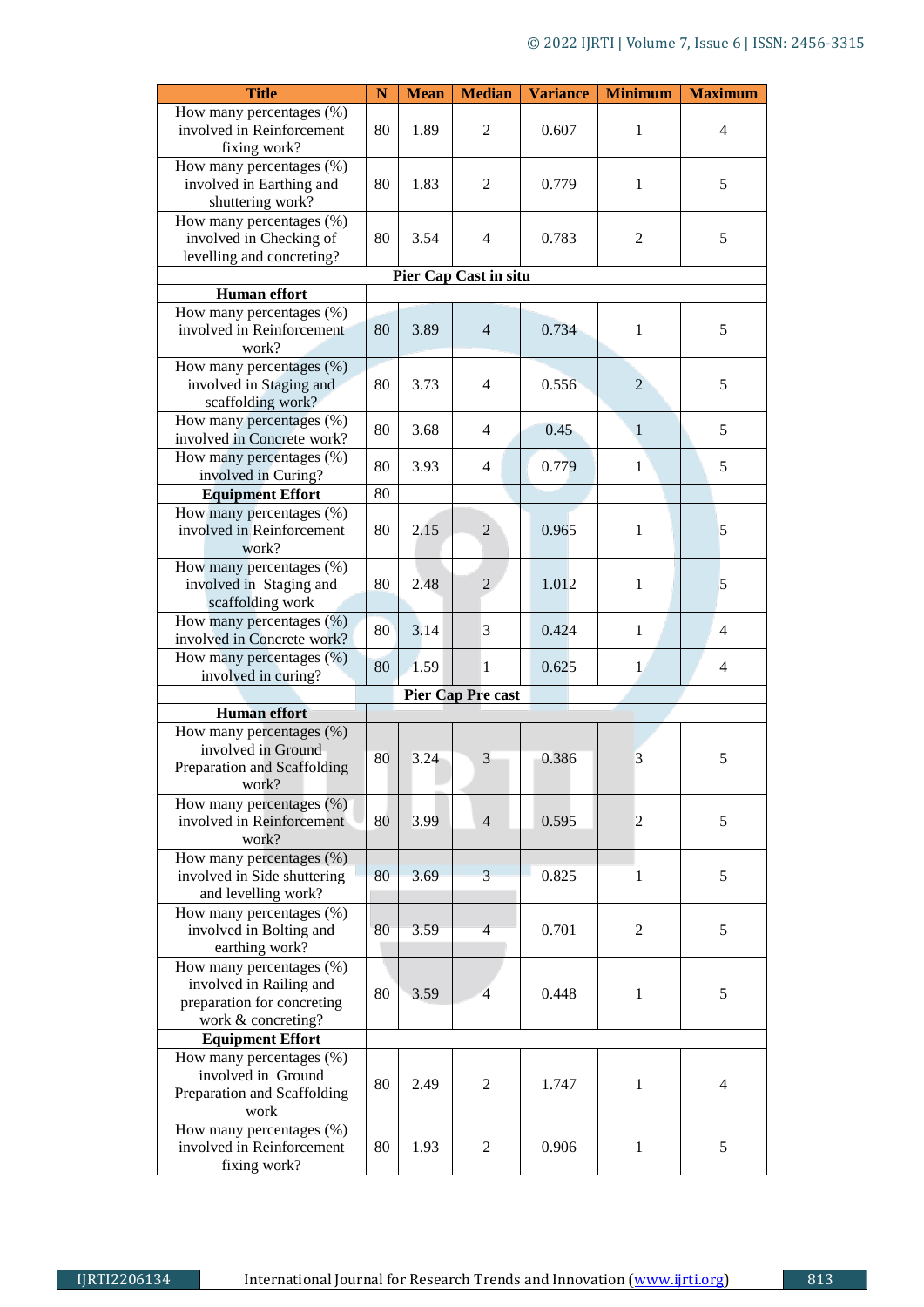| Title | N | Mean | Median | Variance | Minimum | Maximum |
|---|---|---|---|---|---|---|
| How many percentages (%) involved in Reinforcement fixing work? | 80 | 1.89 | 2 | 0.607 | 1 | 4 |
| How many percentages (%) involved in Earthing and shuttering work? | 80 | 1.83 | 2 | 0.779 | 1 | 5 |
| How many percentages (%) involved in Checking of levelling and concreting? | 80 | 3.54 | 4 | 0.783 | 2 | 5 |
| **Pier Cap Cast in situ** | | | | | | |
| **Human effort** | | | | | | |
| How many percentages (%) involved in Reinforcement work? | 80 | 3.89 | 4 | 0.734 | 1 | 5 |
| How many percentages (%) involved in Staging and scaffolding work? | 80 | 3.73 | 4 | 0.556 | 2 | 5 |
| How many percentages (%) involved in Concrete work? | 80 | 3.68 | 4 | 0.45 | 1 | 5 |
| How many percentages (%) involved in Curing? | 80 | 3.93 | 4 | 0.779 | 1 | 5 |
| **Equipment Effort** | 80 | | | | | |
| How many percentages (%) involved in Reinforcement work? | 80 | 2.15 | 2 | 0.965 | 1 | 5 |
| How many percentages (%) involved in Staging and scaffolding work | 80 | 2.48 | 2 | 1.012 | 1 | 5 |
| How many percentages (%) involved in Concrete work? | 80 | 3.14 | 3 | 0.424 | 1 | 4 |
| How many percentages (%) involved in curing? | 80 | 1.59 | 1 | 0.625 | 1 | 4 |
| **Pier Cap Pre cast** | | | | | | |
| **Human effort** | | | | | | |
| How many percentages (%) involved in Ground Preparation and Scaffolding work? | 80 | 3.24 | 3 | 0.386 | 3 | 5 |
| How many percentages (%) involved in Reinforcement work? | 80 | 3.99 | 4 | 0.595 | 2 | 5 |
| How many percentages (%) involved in Side shuttering and levelling work? | 80 | 3.69 | 3 | 0.825 | 1 | 5 |
| How many percentages (%) involved in Bolting and earthing work? | 80 | 3.59 | 4 | 0.701 | 2 | 5 |
| How many percentages (%) involved in Railing and preparation for concreting work & concreting? | 80 | 3.59 | 4 | 0.448 | 1 | 5 |
| **Equipment Effort** | | | | | | |
| How many percentages (%) involved in Ground Preparation and Scaffolding work | 80 | 2.49 | 2 | 1.747 | 1 | 4 |
| How many percentages (%) involved in Reinforcement fixing work? | 80 | 1.93 | 2 | 0.906 | 1 | 5 |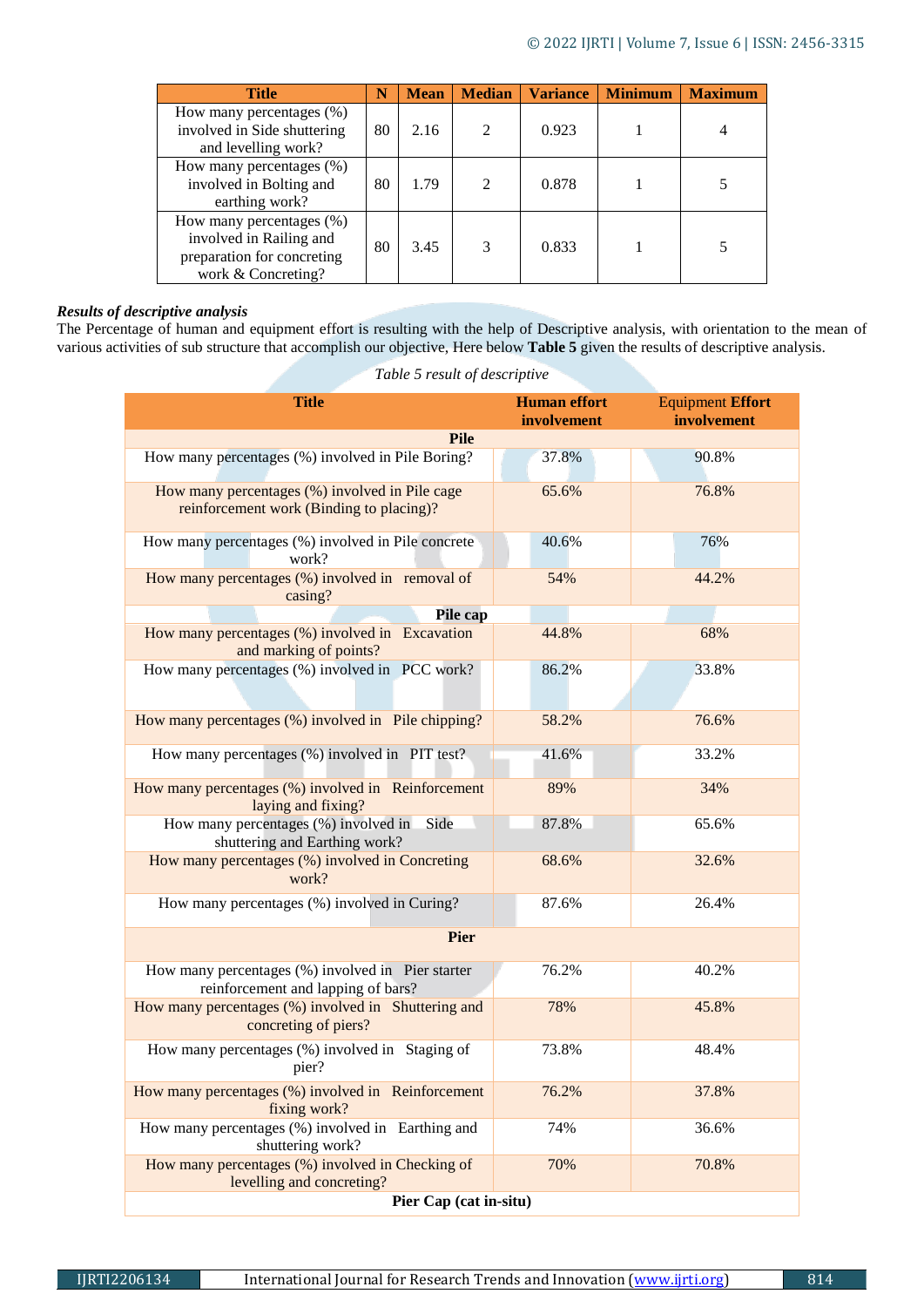| Title | N | Mean | Median | Variance | Minimum | Maximum |
|---|---|---|---|---|---|---|
| How many percentages (%) involved in Side shuttering and levelling work? | 80 | 2.16 | 2 | 0.923 | 1 | 4 |
| How many percentages (%) involved in Bolting and earthing work? | 80 | 1.79 | 2 | 0.878 | 1 | 5 |
| How many percentages (%) involved in Railing and preparation for concreting work & Concreting? | 80 | 3.45 | 3 | 0.833 | 1 | 5 |

***Results of descriptive analysis***

The Percentage of human and equipment effort is resulting with the help of Descriptive analysis, with orientation to the mean of various activities of sub structure that accomplish our objective, Here below **Table 5** given the results of descriptive analysis.

*Table 5 result of descriptive*

| Title | Human effort involvement | Equipment Effort involvement |
|---|---|---|
| **Pile** | | |
| How many percentages (%) involved in Pile Boring? | 37.8% | 90.8% |
| How many percentages (%) involved in Pile cage reinforcement work (Binding to placing)? | 65.6% | 76.8% |
| How many percentages (%) involved in Pile concrete work? | 40.6% | 76% |
| How many percentages (%) involved in removal of casing? | 54% | 44.2% |
| **Pile cap** | | |
| How many percentages (%) involved in Excavation and marking of points? | 44.8% | 68% |
| How many percentages (%) involved in PCC work? | 86.2% | 33.8% |
| How many percentages (%) involved in Pile chipping? | 58.2% | 76.6% |
| How many percentages (%) involved in PIT test? | 41.6% | 33.2% |
| How many percentages (%) involved in Reinforcement laying and fixing? | 89% | 34% |
| How many percentages (%) involved in Side shuttering and Earthing work? | 87.8% | 65.6% |
| How many percentages (%) involved in Concreting work? | 68.6% | 32.6% |
| How many percentages (%) involved in Curing? | 87.6% | 26.4% |
| **Pier** | | |
| How many percentages (%) involved in Pier starter reinforcement and lapping of bars? | 76.2% | 40.2% |
| How many percentages (%) involved in Shuttering and concreting of piers? | 78% | 45.8% |
| How many percentages (%) involved in Staging of pier? | 73.8% | 48.4% |
| How many percentages (%) involved in Reinforcement fixing work? | 76.2% | 37.8% |
| How many percentages (%) involved in Earthing and shuttering work? | 74% | 36.6% |
| How many percentages (%) involved in Checking of levelling and concreting? | 70% | 70.8% |
| **Pier Cap (cat in-situ)** | | |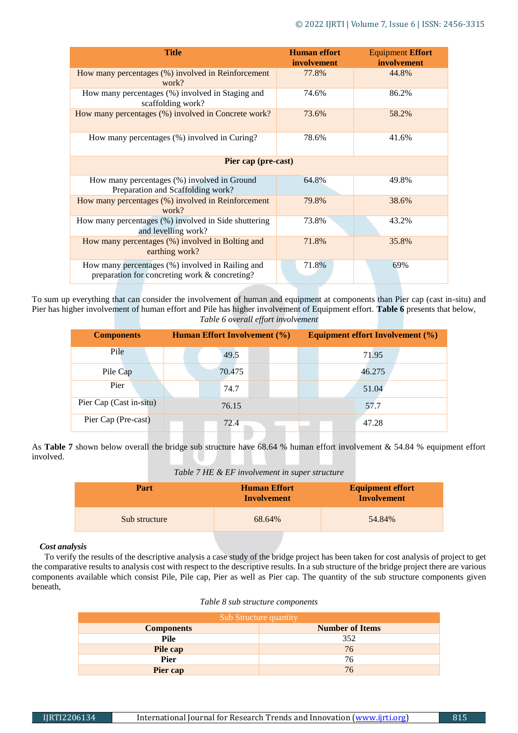| Title | Human effort involvement | Equipment Effort involvement |
|---|---|---|
| How many percentages (%) involved in Reinforcement work? | 77.8% | 44.8% |
| How many percentages (%) involved in Staging and scaffolding work? | 74.6% | 86.2% |
| How many percentages (%) involved in Concrete work? | 73.6% | 58.2% |
| How many percentages (%) involved in Curing? | 78.6% | 41.6% |
| **Pier cap (pre-cast)** | | |
| How many percentages (%) involved in Ground Preparation and Scaffolding work? | 64.8% | 49.8% |
| How many percentages (%) involved in Reinforcement work? | 79.8% | 38.6% |
| How many percentages (%) involved in Side shuttering and levelling work? | 73.8% | 43.2% |
| How many percentages (%) involved in Bolting and earthing work? | 71.8% | 35.8% |
| How many percentages (%) involved in Railing and preparation for concreting work & concreting? | 71.8% | 69% |

To sum up everything that can consider the involvement of human and equipment at components than Pier cap (cast in-situ) and Pier has higher involvement of human effort and Pile has higher involvement of Equipment effort. **Table 6** presents that below,

*Table 6 overall effort involvement*

| Components | Human Effort Involvement (%) | Equipment effort Involvement (%) |
|---|---|---|
| Pile | 49.5 | 71.95 |
| Pile Cap | 70.475 | 46.275 |
| Pier | 74.7 | 51.04 |
| Pier Cap (Cast in-situ) | 76.15 | 57.7 |
| Pier Cap (Pre-cast) | 72.4 | 47.28 |

As **Table 7** shown below overall the bridge sub structure have 68.64 % human effort involvement & 54.84 % equipment effort involved.

*Table 7 HE & EF involvement in super structure*

| Part | Human Effort Involvement | Equipment effort Involvement |
|---|---|---|
| Sub structure | 68.64% | 54.84% |

***Cost analysis***

To verify the results of the descriptive analysis a case study of the bridge project has been taken for cost analysis of project to get the comparative results to analysis cost with respect to the descriptive results. In a sub structure of the bridge project there are various components available which consist Pile, Pile cap, Pier as well as Pier cap. The quantity of the sub structure components given beneath,

*Table 8 sub structure components*

| Sub Structure quantity | |
|---|---|
| **Components** | **Number of Items** |
| **Pile** | 352 |
| **Pile cap** | 76 |
| **Pier** | 76 |
| **Pier cap** | 76 |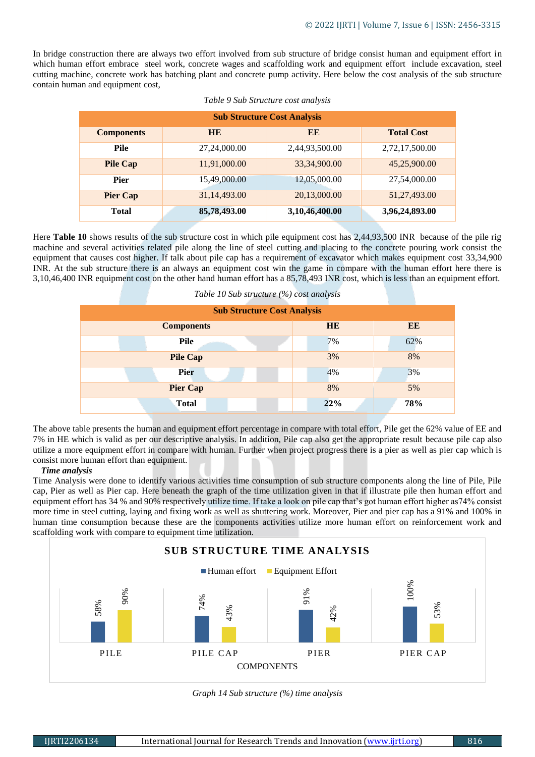In bridge construction there are always two effort involved from sub structure of bridge consist human and equipment effort in which human effort embrace steel work, concrete wages and scaffolding work and equipment effort include excavation, steel cutting machine, concrete work has batching plant and concrete pump activity. Here below the cost analysis of the sub structure contain human and equipment cost,

*Table 9 Sub Structure cost analysis*

| Sub Structure Cost Analysis | | | |
|---|---|---|---|
| **Components** | **HE** | **EE** | **Total Cost** |
| **Pile** | 27,24,000.00 | 2,44,93,500.00 | 2,72,17,500.00 |
| **Pile Cap** | 11,91,000.00 | 33,34,900.00 | 45,25,900.00 |
| **Pier** | 15,49,000.00 | 12,05,000.00 | 27,54,000.00 |
| **Pier Cap** | 31,14,493.00 | 20,13,000.00 | 51,27,493.00 |
| **Total** | **85,78,493.00** | **3,10,46,400.00** | **3,96,24,893.00** |

Here **Table 10** shows results of the sub structure cost in which pile equipment cost has 2,44,93,500 INR because of the pile rig machine and several activities related pile along the line of steel cutting and placing to the concrete pouring work consist the equipment that causes cost higher. If talk about pile cap has a requirement of excavator which makes equipment cost 33,34,900 INR. At the sub structure there is an always an equipment cost win the game in compare with the human effort here there is 3,10,46,400 INR equipment cost on the other hand human effort has a 85,78,493 INR cost, which is less than an equipment effort.

*Table 10 Sub structure (%) cost analysis*

| Sub Structure Cost Analysis | | |
|---|---|---|
| **Components** | **HE** | **EE** |
| **Pile** | 7% | 62% |
| **Pile Cap** | 3% | 8% |
| **Pier** | 4% | 3% |
| **Pier Cap** | 8% | 5% |
| **Total** | **22%** | **78%** |

The above table presents the human and equipment effort percentage in compare with total effort, Pile get the 62% value of EE and 7% in HE which is valid as per our descriptive analysis. In addition, Pile cap also get the appropriate result because pile cap also utilize a more equipment effort in compare with human. Further when project progress there is a pier as well as pier cap which is consist more human effort than equipment.

***Time analysis***

Time Analysis were done to identify various activities time consumption of sub structure components along the line of Pile, Pile cap, Pier as well as Pier cap. Here beneath the graph of the time utilization given in that if illustrate pile then human effort and equipment effort has 34 % and 90% respectively utilize time. If take a look on pile cap that's got human effort higher as74% consist more time in steel cutting, laying and fixing work as well as shuttering work. Moreover, Pier and pier cap has a 91% and 100% in human time consumption because these are the components activities utilize more human effort on reinforcement work and scaffolding work with compare to equipment time utilization.

**SUB STRUCTURE TIME ANALYSIS**

| COMPONENTS | Human effort | Equipment Effort |
|---|---|---|
| PILE | 58% | 90% |
| PILE CAP | 74% | 43% |
| PIER | 91% | 42% |
| PIER CAP | 100% | 53% |

*Graph 14 Sub structure (%) time analysis*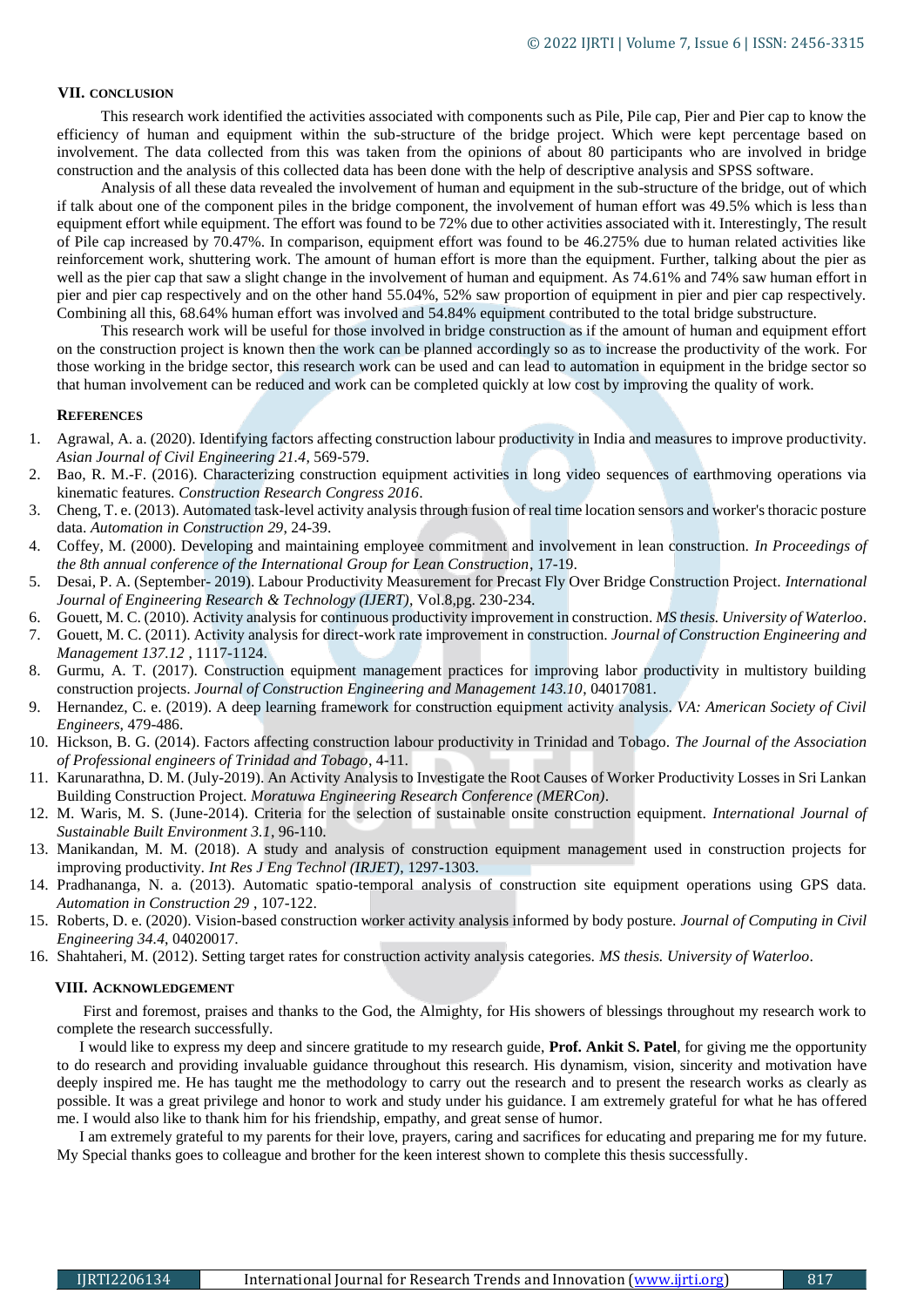## VII. CONCLUSION

This research work identified the activities associated with components such as Pile, Pile cap, Pier and Pier cap to know the efficiency of human and equipment within the sub-structure of the bridge project. Which were kept percentage based on involvement. The data collected from this was taken from the opinions of about 80 participants who are involved in bridge construction and the analysis of this collected data has been done with the help of descriptive analysis and SPSS software.

Analysis of all these data revealed the involvement of human and equipment in the sub-structure of the bridge, out of which if talk about one of the component piles in the bridge component, the involvement of human effort was 49.5% which is less than equipment effort while equipment. The effort was found to be 72% due to other activities associated with it. Interestingly, The result of Pile cap increased by 70.47%. In comparison, equipment effort was found to be 46.275% due to human related activities like reinforcement work, shuttering work. The amount of human effort is more than the equipment. Further, talking about the pier as well as the pier cap that saw a slight change in the involvement of human and equipment. As 74.61% and 74% saw human effort in pier and pier cap respectively and on the other hand 55.04%, 52% saw proportion of equipment in pier and pier cap respectively. Combining all this, 68.64% human effort was involved and 54.84% equipment contributed to the total bridge substructure.

This research work will be useful for those involved in bridge construction as if the amount of human and equipment effort on the construction project is known then the work can be planned accordingly so as to increase the productivity of the work. For those working in the bridge sector, this research work can be used and can lead to automation in equipment in the bridge sector so that human involvement can be reduced and work can be completed quickly at low cost by improving the quality of work.

## REFERENCES

1. Agrawal, A. a. (2020). Identifying factors affecting construction labour productivity in India and measures to improve productivity. *Asian Journal of Civil Engineering 21.4*, 569-579.
2. Bao, R. M.-F. (2016). Characterizing construction equipment activities in long video sequences of earthmoving operations via kinematic features. *Construction Research Congress 2016*.
3. Cheng, T. e. (2013). Automated task-level activity analysis through fusion of real time location sensors and worker's thoracic posture data. *Automation in Construction 29*, 24-39.
4. Coffey, M. (2000). Developing and maintaining employee commitment and involvement in lean construction. *In Proceedings of the 8th annual conference of the International Group for Lean Construction*, 17-19.
5. Desai, P. A. (September- 2019). Labour Productivity Measurement for Precast Fly Over Bridge Construction Project. *International Journal of Engineering Research & Technology (IJERT)*, Vol.8,pg. 230-234.
6. Gouett, M. C. (2010). Activity analysis for continuous productivity improvement in construction. *MS thesis. University of Waterloo*.
7. Gouett, M. C. (2011). Activity analysis for direct-work rate improvement in construction. *Journal of Construction Engineering and Management 137.12* , 1117-1124.
8. Gurmu, A. T. (2017). Construction equipment management practices for improving labor productivity in multistory building construction projects. *Journal of Construction Engineering and Management 143.10*, 04017081.
9. Hernandez, C. e. (2019). A deep learning framework for construction equipment activity analysis. *VA: American Society of Civil Engineers*, 479-486.
10. Hickson, B. G. (2014). Factors affecting construction labour productivity in Trinidad and Tobago. *The Journal of the Association of Professional engineers of Trinidad and Tobago*, 4-11.
11. Karunarathna, D. M. (July-2019). An Activity Analysis to Investigate the Root Causes of Worker Productivity Losses in Sri Lankan Building Construction Project. *Moratuwa Engineering Research Conference (MERCon)*.
12. M. Waris, M. S. (June-2014). Criteria for the selection of sustainable onsite construction equipment. *International Journal of Sustainable Built Environment 3.1*, 96-110.
13. Manikandan, M. M. (2018). A study and analysis of construction equipment management used in construction projects for improving productivity. *Int Res J Eng Technol (IRJET)*, 1297-1303.
14. Pradhananga, N. a. (2013). Automatic spatio-temporal analysis of construction site equipment operations using GPS data. *Automation in Construction 29* , 107-122.
15. Roberts, D. e. (2020). Vision-based construction worker activity analysis informed by body posture. *Journal of Computing in Civil Engineering 34.4*, 04020017.
16. Shahtaheri, M. (2012). Setting target rates for construction activity analysis categories. *MS thesis. University of Waterloo*.

## VIII. ACKNOWLEDGEMENT

First and foremost, praises and thanks to the God, the Almighty, for His showers of blessings throughout my research work to complete the research successfully.

I would like to express my deep and sincere gratitude to my research guide, **Prof. Ankit S. Patel**, for giving me the opportunity to do research and providing invaluable guidance throughout this research. His dynamism, vision, sincerity and motivation have deeply inspired me. He has taught me the methodology to carry out the research and to present the research works as clearly as possible. It was a great privilege and honor to work and study under his guidance. I am extremely grateful for what he has offered me. I would also like to thank him for his friendship, empathy, and great sense of humor.

I am extremely grateful to my parents for their love, prayers, caring and sacrifices for educating and preparing me for my future. My Special thanks goes to colleague and brother for the keen interest shown to complete this thesis successfully.